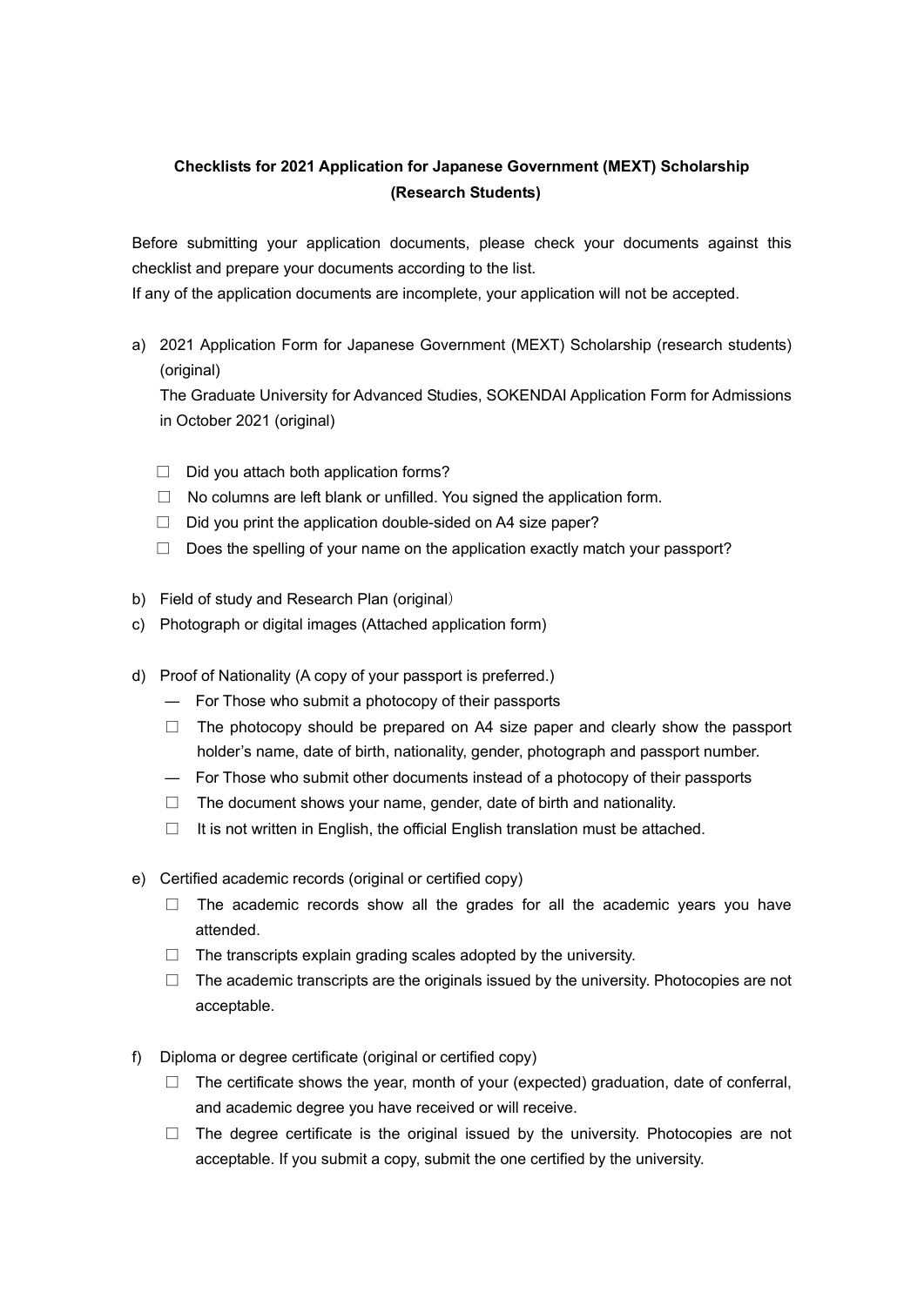**Checklists for 2021 Application for Japanese Government (MEXT) Scholarship (Research Students)**

Before submitting your application documents, please check your documents against this checklist and prepare your documents according to the list.
If any of the application documents are incomplete, your application will not be accepted.

a) 2021 Application Form for Japanese Government (MEXT) Scholarship (research students) (original)
The Graduate University for Advanced Studies, SOKENDAI Application Form for Admissions in October 2021 (original)

- ☐ Did you attach both application forms?
- ☐ No columns are left blank or unfilled. You signed the application form.
- ☐ Did you print the application double-sided on A4 size paper?
- ☐ Does the spelling of your name on the application exactly match your passport?

b) Field of study and Research Plan (original）

c) Photograph or digital images (Attached application form)

d) Proof of Nationality (A copy of your passport is preferred.)

— For Those who submit a photocopy of their passports

- ☐ The photocopy should be prepared on A4 size paper and clearly show the passport holder's name, date of birth, nationality, gender, photograph and passport number.

— For Those who submit other documents instead of a photocopy of their passports

- ☐ The document shows your name, gender, date of birth and nationality.
- ☐ It is not written in English, the official English translation must be attached.

e) Certified academic records (original or certified copy)

- ☐ The academic records show all the grades for all the academic years you have attended.
- ☐ The transcripts explain grading scales adopted by the university.
- ☐ The academic transcripts are the originals issued by the university. Photocopies are not acceptable.

f) Diploma or degree certificate (original or certified copy)

- ☐ The certificate shows the year, month of your (expected) graduation, date of conferral, and academic degree you have received or will receive.
- ☐ The degree certificate is the original issued by the university. Photocopies are not acceptable. If you submit a copy, submit the one certified by the university.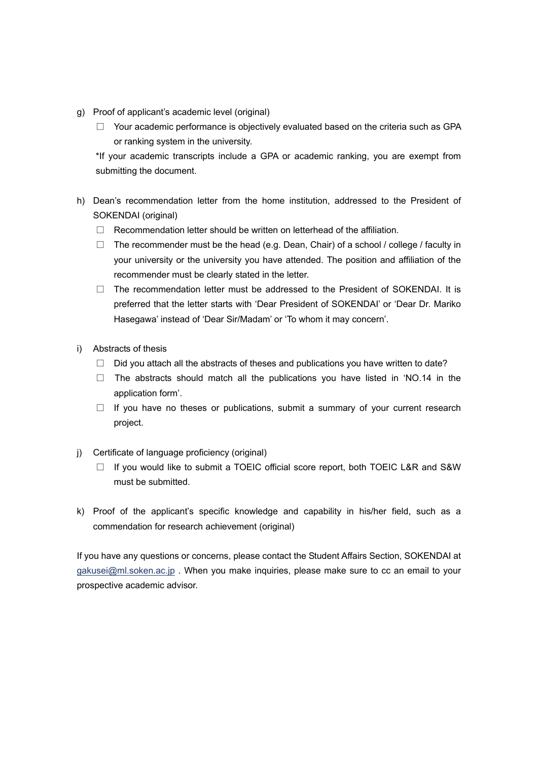g) Proof of applicant's academic level (original)

   ☐ Your academic performance is objectively evaluated based on the criteria such as GPA or ranking system in the university.

   *If your academic transcripts include a GPA or academic ranking, you are exempt from submitting the document.

h) Dean's recommendation letter from the home institution, addressed to the President of SOKENDAI (original)

   ☐ Recommendation letter should be written on letterhead of the affiliation.

   ☐ The recommender must be the head (e.g. Dean, Chair) of a school / college / faculty in your university or the university you have attended. The position and affiliation of the recommender must be clearly stated in the letter.

   ☐ The recommendation letter must be addressed to the President of SOKENDAI. It is preferred that the letter starts with 'Dear President of SOKENDAI' or 'Dear Dr. Mariko Hasegawa' instead of 'Dear Sir/Madam' or 'To whom it may concern'.

i) Abstracts of thesis

   ☐ Did you attach all the abstracts of theses and publications you have written to date?

   ☐ The abstracts should match all the publications you have listed in 'NO.14 in the application form'.

   ☐ If you have no theses or publications, submit a summary of your current research project.

j) Certificate of language proficiency (original)

   ☐ If you would like to submit a TOEIC official score report, both TOEIC L&R and S&W must be submitted.

k) Proof of the applicant's specific knowledge and capability in his/her field, such as a commendation for research achievement (original)

If you have any questions or concerns, please contact the Student Affairs Section, SOKENDAI at gakusei@ml.soken.ac.jp . When you make inquiries, please make sure to cc an email to your prospective academic advisor.